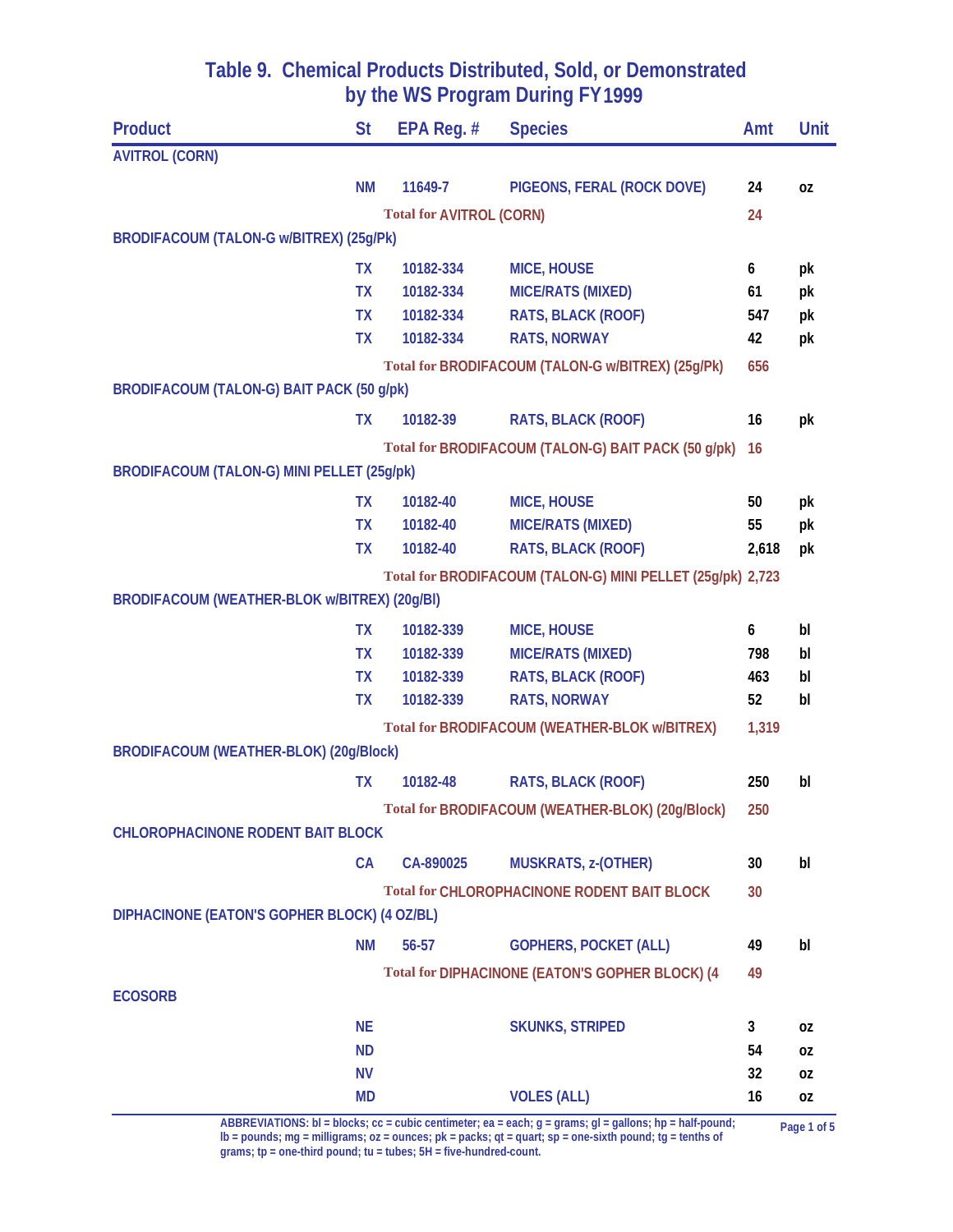# Table 9. Chemical Products Distributed, Sold, or Demonstrated by the WS Program During FY1999

| Product | St | EPA Reg. # | Species | Amt | Unit |
|---|---|---|---|---|---|
| **AVITROL (CORN)** | | | | | |
| | NM | 11649-7 | PIGEONS, FERAL (ROCK DOVE) | 24 | oz |
| | Total for AVITROL (CORN) | | | 24 | |
| **BRODIFACOUM (TALON-G w/BITREX) (25g/Pk)** | | | | | |
| | TX | 10182-334 | MICE, HOUSE | 6 | pk |
| | TX | 10182-334 | MICE/RATS (MIXED) | 61 | pk |
| | TX | 10182-334 | RATS, BLACK (ROOF) | 547 | pk |
| | TX | 10182-334 | RATS, NORWAY | 42 | pk |
| | Total for BRODIFACOUM (TALON-G w/BITREX) (25g/Pk) | | | 656 | |
| **BRODIFACOUM (TALON-G) BAIT PACK (50 g/pk)** | | | | | |
| | TX | 10182-39 | RATS, BLACK (ROOF) | 16 | pk |
| | Total for BRODIFACOUM (TALON-G) BAIT PACK (50 g/pk) | | | 16 | |
| **BRODIFACOUM (TALON-G) MINI PELLET (25g/pk)** | | | | | |
| | TX | 10182-40 | MICE, HOUSE | 50 | pk |
| | TX | 10182-40 | MICE/RATS (MIXED) | 55 | pk |
| | TX | 10182-40 | RATS, BLACK (ROOF) | 2,618 | pk |
| | Total for BRODIFACOUM (TALON-G) MINI PELLET (25g/pk) | | | 2,723 | |
| **BRODIFACOUM (WEATHER-BLOK w/BITREX) (20g/Bl)** | | | | | |
| | TX | 10182-339 | MICE, HOUSE | 6 | bl |
| | TX | 10182-339 | MICE/RATS (MIXED) | 798 | bl |
| | TX | 10182-339 | RATS, BLACK (ROOF) | 463 | bl |
| | TX | 10182-339 | RATS, NORWAY | 52 | bl |
| | Total for BRODIFACOUM (WEATHER-BLOK w/BITREX) | | | 1,319 | |
| **BRODIFACOUM (WEATHER-BLOK) (20g/Block)** | | | | | |
| | TX | 10182-48 | RATS, BLACK (ROOF) | 250 | bl |
| | Total for BRODIFACOUM (WEATHER-BLOK) (20g/Block) | | | 250 | |
| **CHLOROPHACINONE RODENT BAIT BLOCK** | | | | | |
| | CA | CA-890025 | MUSKRATS, z-(OTHER) | 30 | bl |
| | Total for CHLOROPHACINONE RODENT BAIT BLOCK | | | 30 | |
| **DIPHACINONE (EATON'S GOPHER BLOCK) (4 OZ/BL)** | | | | | |
| | NM | 56-57 | GOPHERS, POCKET (ALL) | 49 | bl |
| | Total for DIPHACINONE (EATON'S GOPHER BLOCK) (4 | | | 49 | |
| **ECOSORB** | | | | | |
| | NE | | SKUNKS, STRIPED | 3 | oz |
| | ND | | | 54 | oz |
| | NV | | | 32 | oz |
| | MD | | VOLES (ALL) | 16 | oz |

ABBREVIATIONS: bl = blocks; cc = cubic centimeter; ea = each; g = grams; gl = gallons; hp = half-pound; lb = pounds; mg = milligrams; oz = ounces; pk = packs; qt = quart; sp = one-sixth pound; tg = tenths of grams; tp = one-third pound; tu = tubes; 5H = five-hundred-count.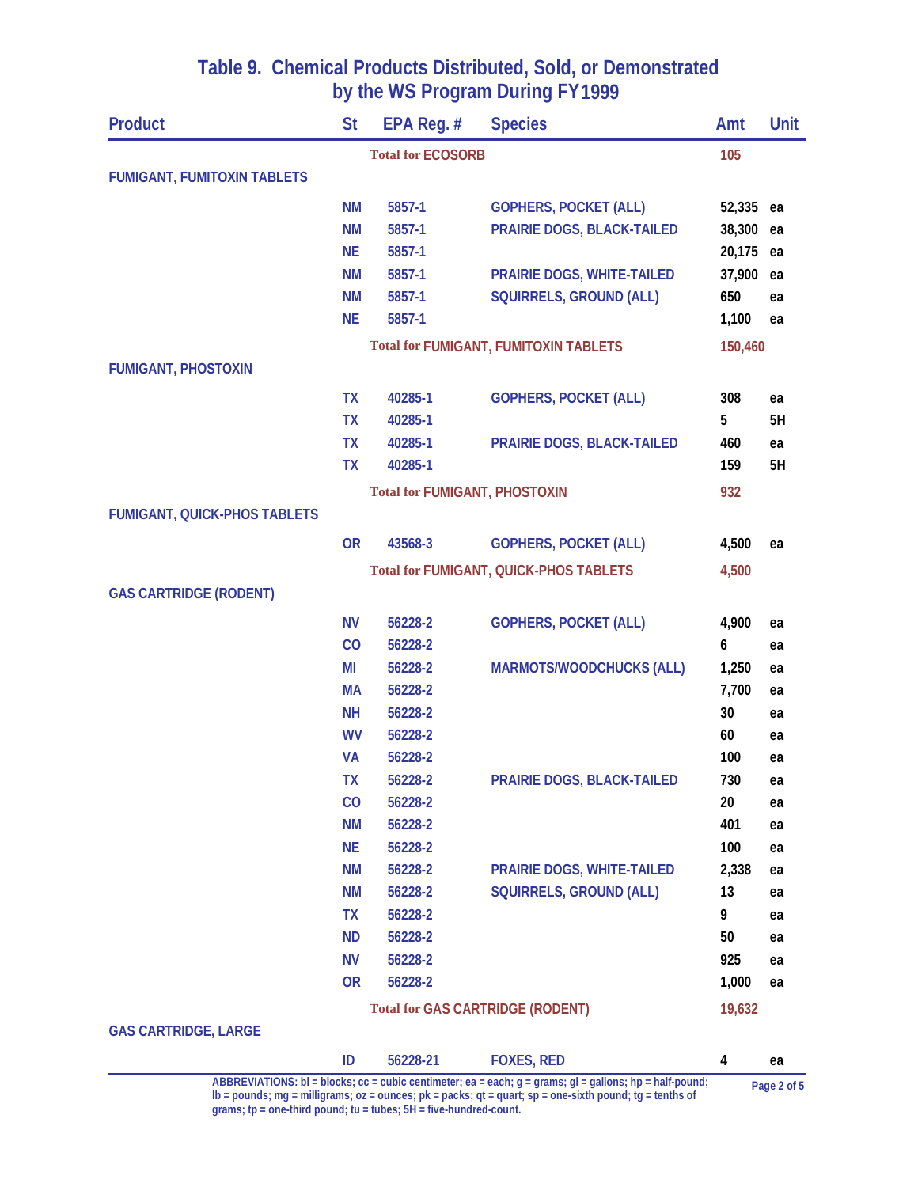# Table 9. Chemical Products Distributed, Sold, or Demonstrated by the WS Program During FY1999

| Product | St | EPA Reg. # | Species | Amt | Unit |
|---|---|---|---|---|---|
| | | **Total for ECOSORB** | | **105** | |
| **FUMIGANT, FUMITOXIN TABLETS** | | | | | |
| | NM | 5857-1 | GOPHERS, POCKET (ALL) | 52,335 | ea |
| | NM | 5857-1 | PRAIRIE DOGS, BLACK-TAILED | 38,300 | ea |
| | NE | 5857-1 | | 20,175 | ea |
| | NM | 5857-1 | PRAIRIE DOGS, WHITE-TAILED | 37,900 | ea |
| | NM | 5857-1 | SQUIRRELS, GROUND (ALL) | 650 | ea |
| | NE | 5857-1 | | 1,100 | ea |
| | | **Total for FUMIGANT, FUMITOXIN TABLETS** | | **150,460** | |
| **FUMIGANT, PHOSTOXIN** | | | | | |
| | TX | 40285-1 | GOPHERS, POCKET (ALL) | 308 | ea |
| | TX | 40285-1 | | 5 | 5H |
| | TX | 40285-1 | PRAIRIE DOGS, BLACK-TAILED | 460 | ea |
| | TX | 40285-1 | | 159 | 5H |
| | | **Total for FUMIGANT, PHOSTOXIN** | | **932** | |
| **FUMIGANT, QUICK-PHOS TABLETS** | | | | | |
| | OR | 43568-3 | GOPHERS, POCKET (ALL) | 4,500 | ea |
| | | **Total for FUMIGANT, QUICK-PHOS TABLETS** | | **4,500** | |
| **GAS CARTRIDGE (RODENT)** | | | | | |
| | NV | 56228-2 | GOPHERS, POCKET (ALL) | 4,900 | ea |
| | CO | 56228-2 | | 6 | ea |
| | MI | 56228-2 | MARMOTS/WOODCHUCKS (ALL) | 1,250 | ea |
| | MA | 56228-2 | | 7,700 | ea |
| | NH | 56228-2 | | 30 | ea |
| | WV | 56228-2 | | 60 | ea |
| | VA | 56228-2 | | 100 | ea |
| | TX | 56228-2 | PRAIRIE DOGS, BLACK-TAILED | 730 | ea |
| | CO | 56228-2 | | 20 | ea |
| | NM | 56228-2 | | 401 | ea |
| | NE | 56228-2 | | 100 | ea |
| | NM | 56228-2 | PRAIRIE DOGS, WHITE-TAILED | 2,338 | ea |
| | NM | 56228-2 | SQUIRRELS, GROUND (ALL) | 13 | ea |
| | TX | 56228-2 | | 9 | ea |
| | ND | 56228-2 | | 50 | ea |
| | NV | 56228-2 | | 925 | ea |
| | OR | 56228-2 | | 1,000 | ea |
| | | **Total for GAS CARTRIDGE (RODENT)** | | **19,632** | |
| **GAS CARTRIDGE, LARGE** | | | | | |
| | ID | 56228-21 | FOXES, RED | 4 | ea |

ABBREVIATIONS: bl = blocks; cc = cubic centimeter; ea = each; g = grams; gl = gallons; hp = half-pound; lb = pounds; mg = milligrams; oz = ounces; pk = packs; qt = quart; sp = one-sixth pound; tg = tenths of grams; tp = one-third pound; tu = tubes; 5H = five-hundred-count.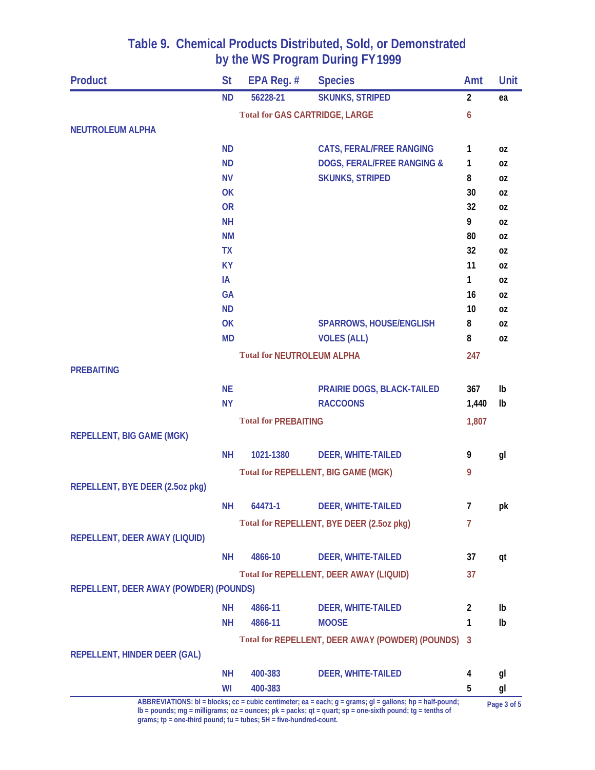## Table 9. Chemical Products Distributed, Sold, or Demonstrated by the WS Program During FY1999

| Product | St | EPA Reg. # | Species | Amt | Unit |
|---|---|---|---|---|---|
| | ND | 56228-21 | SKUNKS, STRIPED | 2 | ea |
| | | Total for GAS CARTRIDGE, LARGE | | 6 | |
| NEUTROLEUM ALPHA | | | | | |
| | ND | | CATS, FERAL/FREE RANGING | 1 | oz |
| | ND | | DOGS, FERAL/FREE RANGING & | 1 | oz |
| | NV | | SKUNKS, STRIPED | 8 | oz |
| | OK | | | 30 | oz |
| | OR | | | 32 | oz |
| | NH | | | 9 | oz |
| | NM | | | 80 | oz |
| | TX | | | 32 | oz |
| | KY | | | 11 | oz |
| | IA | | | 1 | oz |
| | GA | | | 16 | oz |
| | ND | | | 10 | oz |
| | OK | | SPARROWS, HOUSE/ENGLISH | 8 | oz |
| | MD | | VOLES (ALL) | 8 | oz |
| | | Total for NEUTROLEUM ALPHA | | 247 | |
| PREBAITING | | | | | |
| | NE | | PRAIRIE DOGS, BLACK-TAILED | 367 | lb |
| | NY | | RACCOONS | 1,440 | lb |
| | | Total for PREBAITING | | 1,807 | |
| REPELLENT, BIG GAME (MGK) | | | | | |
| | NH | 1021-1380 | DEER, WHITE-TAILED | 9 | gl |
| | | Total for REPELLENT, BIG GAME (MGK) | | 9 | |
| REPELLENT, BYE DEER (2.5oz pkg) | | | | | |
| | NH | 64471-1 | DEER, WHITE-TAILED | 7 | pk |
| | | Total for REPELLENT, BYE DEER (2.5oz pkg) | | 7 | |
| REPELLENT, DEER AWAY (LIQUID) | | | | | |
| | NH | 4866-10 | DEER, WHITE-TAILED | 37 | qt |
| | | Total for REPELLENT, DEER AWAY (LIQUID) | | 37 | |
| REPELLENT, DEER AWAY (POWDER) (POUNDS) | | | | | |
| | NH | 4866-11 | DEER, WHITE-TAILED | 2 | lb |
| | NH | 4866-11 | MOOSE | 1 | lb |
| | | Total for REPELLENT, DEER AWAY (POWDER) (POUNDS) | | 3 | |
| REPELLENT, HINDER DEER (GAL) | | | | | |
| | NH | 400-383 | DEER, WHITE-TAILED | 4 | gl |
| | WI | 400-383 | | 5 | gl |

ABBREVIATIONS: bl = blocks; cc = cubic centimeter; ea = each; g = grams; gl = gallons; hp = half-pound; lb = pounds; mg = milligrams; oz = ounces; pk = packs; qt = quart; sp = one-sixth pound; tg = tenths of grams; tp = one-third pound; tu = tubes; 5H = five-hundred-count.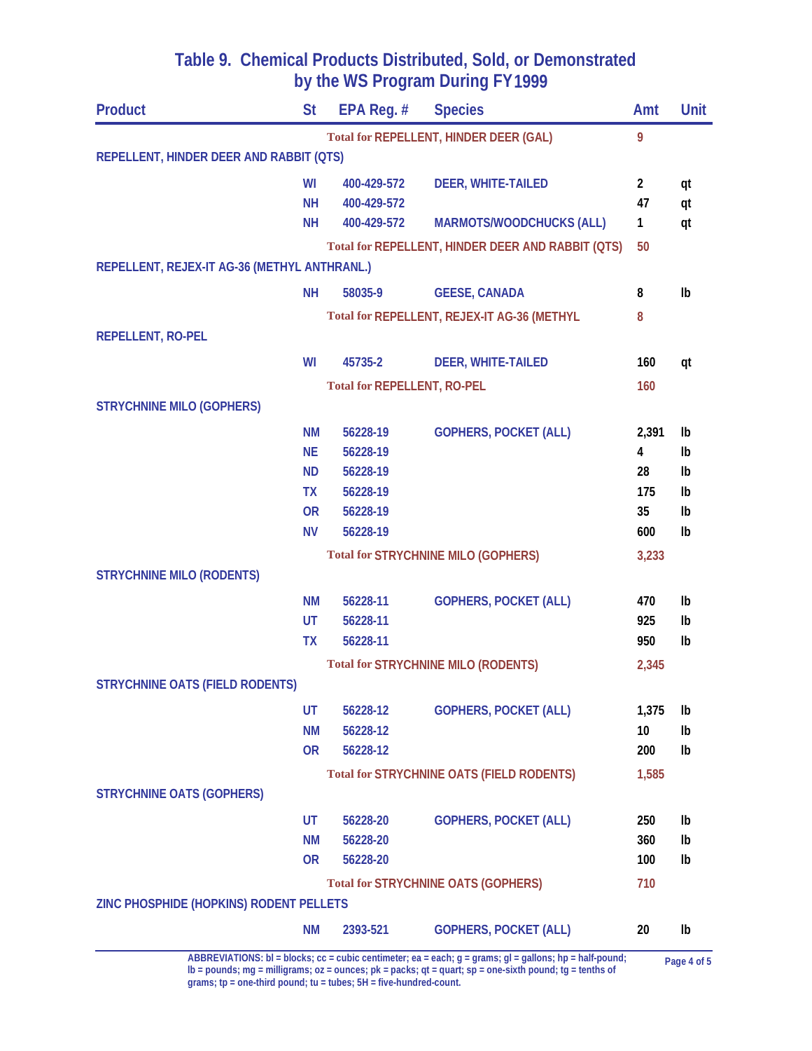# Table 9. Chemical Products Distributed, Sold, or Demonstrated by the WS Program During FY1999

| Product | St | EPA Reg. # | Species | Amt | Unit |
|---|---|---|---|---|---|
| | | Total for REPELLENT, HINDER DEER (GAL) | | 9 | |
| REPELLENT, HINDER DEER AND RABBIT (QTS) | | | | | |
| | WI | 400-429-572 | DEER, WHITE-TAILED | 2 | qt |
| | NH | 400-429-572 | | 47 | qt |
| | NH | 400-429-572 | MARMOTS/WOODCHUCKS (ALL) | 1 | qt |
| | | Total for REPELLENT, HINDER DEER AND RABBIT (QTS) | | 50 | |
| REPELLENT, REJEX-IT AG-36 (METHYL ANTHRANL.) | | | | | |
| | NH | 58035-9 | GEESE, CANADA | 8 | lb |
| | | Total for REPELLENT, REJEX-IT AG-36 (METHYL | | 8 | |
| REPELLENT, RO-PEL | | | | | |
| | WI | 45735-2 | DEER, WHITE-TAILED | 160 | qt |
| | | Total for REPELLENT, RO-PEL | | 160 | |
| STRYCHNINE MILO (GOPHERS) | | | | | |
| | NM | 56228-19 | GOPHERS, POCKET (ALL) | 2,391 | lb |
| | NE | 56228-19 | | 4 | lb |
| | ND | 56228-19 | | 28 | lb |
| | TX | 56228-19 | | 175 | lb |
| | OR | 56228-19 | | 35 | lb |
| | NV | 56228-19 | | 600 | lb |
| | | Total for STRYCHNINE MILO (GOPHERS) | | 3,233 | |
| STRYCHNINE MILO (RODENTS) | | | | | |
| | NM | 56228-11 | GOPHERS, POCKET (ALL) | 470 | lb |
| | UT | 56228-11 | | 925 | lb |
| | TX | 56228-11 | | 950 | lb |
| | | Total for STRYCHNINE MILO (RODENTS) | | 2,345 | |
| STRYCHNINE OATS (FIELD RODENTS) | | | | | |
| | UT | 56228-12 | GOPHERS, POCKET (ALL) | 1,375 | lb |
| | NM | 56228-12 | | 10 | lb |
| | OR | 56228-12 | | 200 | lb |
| | | Total for STRYCHNINE OATS (FIELD RODENTS) | | 1,585 | |
| STRYCHNINE OATS (GOPHERS) | | | | | |
| | UT | 56228-20 | GOPHERS, POCKET (ALL) | 250 | lb |
| | NM | 56228-20 | | 360 | lb |
| | OR | 56228-20 | | 100 | lb |
| | | Total for STRYCHNINE OATS (GOPHERS) | | 710 | |
| ZINC PHOSPHIDE (HOPKINS) RODENT PELLETS | | | | | |
| | NM | 2393-521 | GOPHERS, POCKET (ALL) | 20 | lb |

ABBREVIATIONS: bl = blocks; cc = cubic centimeter; ea = each; g = grams; gl = gallons; hp = half-pound; lb = pounds; mg = milligrams; oz = ounces; pk = packs; qt = quart; sp = one-sixth pound; tg = tenths of grams; tp = one-third pound; tu = tubes; 5H = five-hundred-count.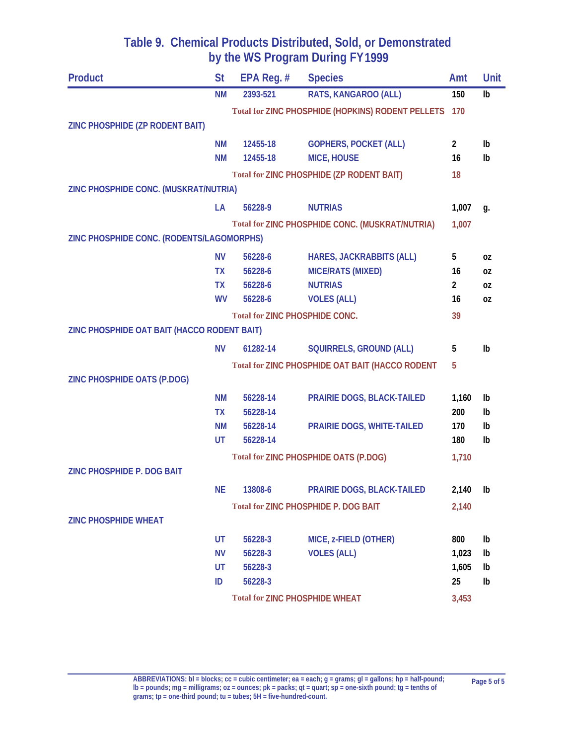## Table 9. Chemical Products Distributed, Sold, or Demonstrated by the WS Program During FY1999

| Product | St | EPA Reg. # | Species | Amt | Unit |
|---|---|---|---|---|---|
| | NM | 2393-521 | RATS, KANGAROO (ALL) | 150 | lb |
| | | Total for ZINC PHOSPHIDE (HOPKINS) RODENT PELLETS | | 170 | |
| ZINC PHOSPHIDE (ZP RODENT BAIT) | | | | | |
| | NM | 12455-18 | GOPHERS, POCKET (ALL) | 2 | lb |
| | NM | 12455-18 | MICE, HOUSE | 16 | lb |
| | | Total for ZINC PHOSPHIDE (ZP RODENT BAIT) | | 18 | |
| ZINC PHOSPHIDE CONC. (MUSKRAT/NUTRIA) | | | | | |
| | LA | 56228-9 | NUTRIAS | 1,007 | g. |
| | | Total for ZINC PHOSPHIDE CONC. (MUSKRAT/NUTRIA) | | 1,007 | |
| ZINC PHOSPHIDE CONC. (RODENTS/LAGOMORPHS) | | | | | |
| | NV | 56228-6 | HARES, JACKRABBITS (ALL) | 5 | oz |
| | TX | 56228-6 | MICE/RATS (MIXED) | 16 | oz |
| | TX | 56228-6 | NUTRIAS | 2 | oz |
| | WV | 56228-6 | VOLES (ALL) | 16 | oz |
| | | Total for ZINC PHOSPHIDE CONC. | | 39 | |
| ZINC PHOSPHIDE OAT BAIT (HACCO RODENT BAIT) | | | | | |
| | NV | 61282-14 | SQUIRRELS, GROUND (ALL) | 5 | lb |
| | | Total for ZINC PHOSPHIDE OAT BAIT (HACCO RODENT | | 5 | |
| ZINC PHOSPHIDE OATS (P.DOG) | | | | | |
| | NM | 56228-14 | PRAIRIE DOGS, BLACK-TAILED | 1,160 | lb |
| | TX | 56228-14 | | 200 | lb |
| | NM | 56228-14 | PRAIRIE DOGS, WHITE-TAILED | 170 | lb |
| | UT | 56228-14 | | 180 | lb |
| | | Total for ZINC PHOSPHIDE OATS (P.DOG) | | 1,710 | |
| ZINC PHOSPHIDE P. DOG BAIT | | | | | |
| | NE | 13808-6 | PRAIRIE DOGS, BLACK-TAILED | 2,140 | lb |
| | | Total for ZINC PHOSPHIDE P. DOG BAIT | | 2,140 | |
| ZINC PHOSPHIDE WHEAT | | | | | |
| | UT | 56228-3 | MICE, z-FIELD (OTHER) | 800 | lb |
| | NV | 56228-3 | VOLES (ALL) | 1,023 | lb |
| | UT | 56228-3 | | 1,605 | lb |
| | ID | 56228-3 | | 25 | lb |
| | | Total for ZINC PHOSPHIDE WHEAT | | 3,453 | |

ABBREVIATIONS: bl = blocks; cc = cubic centimeter; ea = each; g = grams; gl = gallons; hp = half-pound; lb = pounds; mg = milligrams; oz = ounces; pk = packs; qt = quart; sp = one-sixth pound; tg = tenths of grams; tp = one-third pound; tu = tubes; 5H = five-hundred-count.